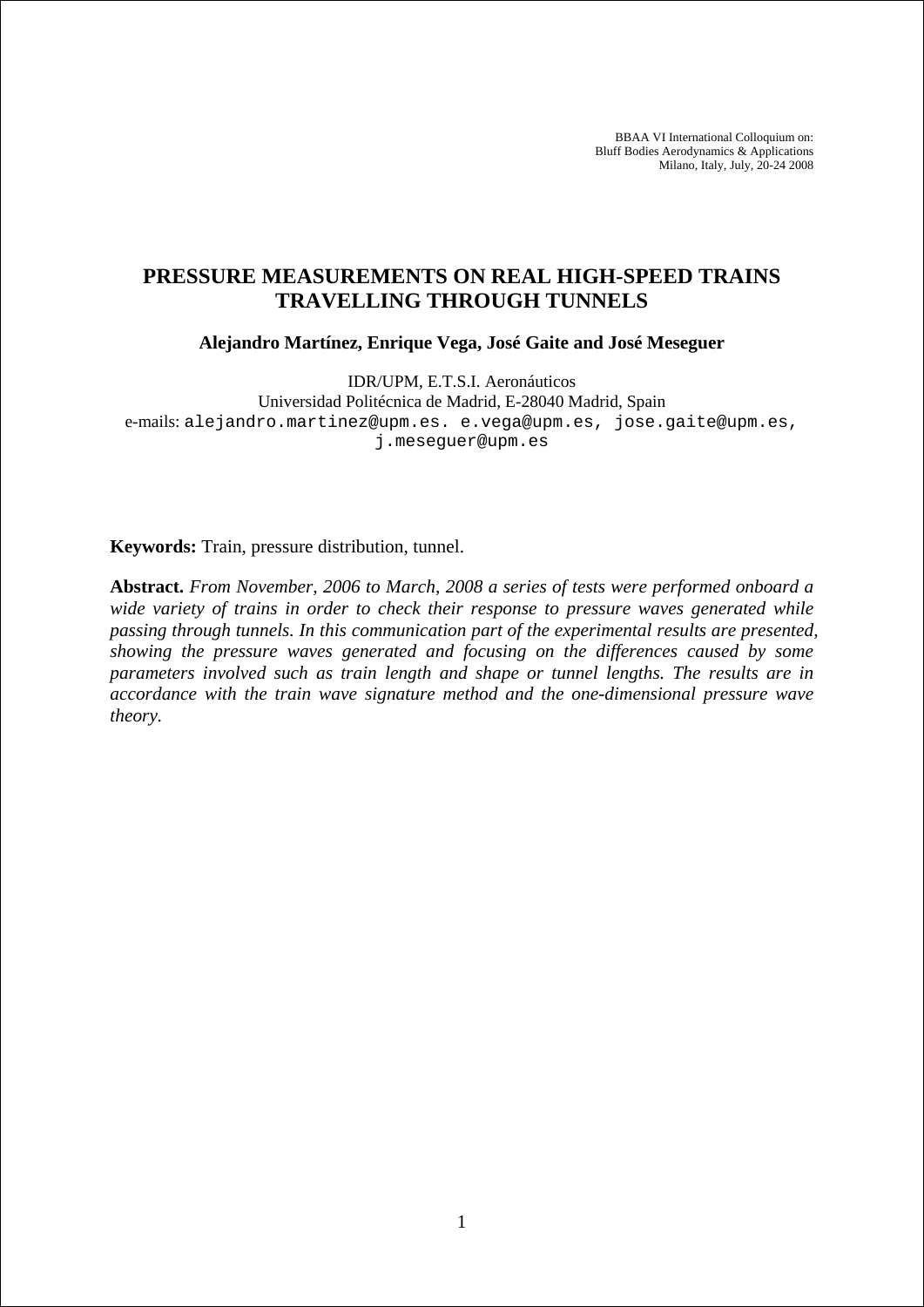BBAA VI International Colloquium on:
Bluff Bodies Aerodynamics & Applications
Milano, Italy, July, 20-24 2008

# PRESSURE MEASUREMENTS ON REAL HIGH-SPEED TRAINS TRAVELLING THROUGH TUNNELS

**Alejandro Martínez, Enrique Vega, José Gaite and José Meseguer**

IDR/UPM, E.T.S.I. Aeronáuticos
Universidad Politécnica de Madrid, E-28040 Madrid, Spain
e-mails: alejandro.martinez@upm.es. e.vega@upm.es, jose.gaite@upm.es, j.meseguer@upm.es

**Keywords:** Train, pressure distribution, tunnel.

**Abstract.** *From November, 2006 to March, 2008 a series of tests were performed onboard a wide variety of trains in order to check their response to pressure waves generated while passing through tunnels. In this communication part of the experimental results are presented, showing the pressure waves generated and focusing on the differences caused by some parameters involved such as train length and shape or tunnel lengths. The results are in accordance with the train wave signature method and the one-dimensional pressure wave theory.*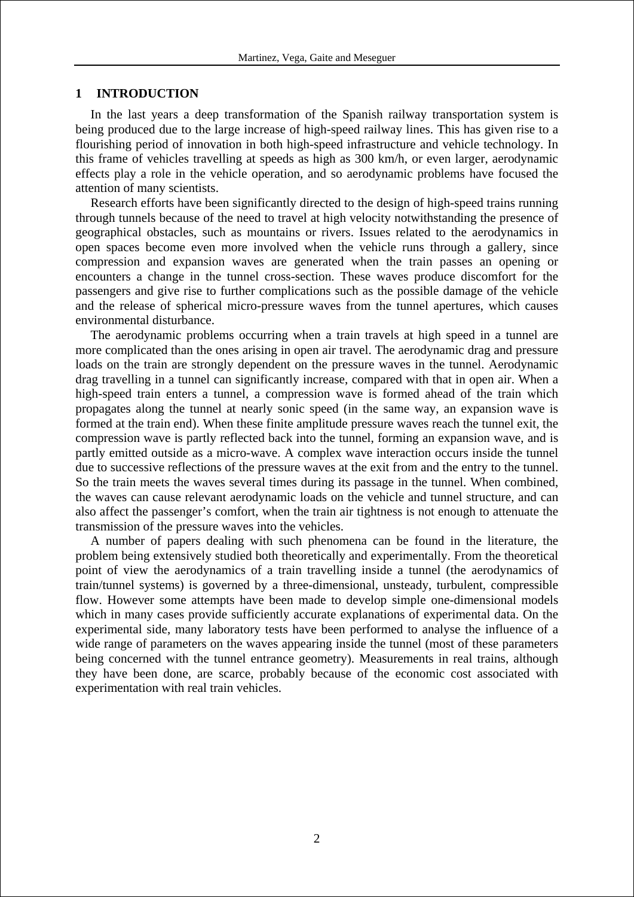# 1 INTRODUCTION

In the last years a deep transformation of the Spanish railway transportation system is being produced due to the large increase of high-speed railway lines. This has given rise to a flourishing period of innovation in both high-speed infrastructure and vehicle technology. In this frame of vehicles travelling at speeds as high as 300 km/h, or even larger, aerodynamic effects play a role in the vehicle operation, and so aerodynamic problems have focused the attention of many scientists.

Research efforts have been significantly directed to the design of high-speed trains running through tunnels because of the need to travel at high velocity notwithstanding the presence of geographical obstacles, such as mountains or rivers. Issues related to the aerodynamics in open spaces become even more involved when the vehicle runs through a gallery, since compression and expansion waves are generated when the train passes an opening or encounters a change in the tunnel cross-section. These waves produce discomfort for the passengers and give rise to further complications such as the possible damage of the vehicle and the release of spherical micro-pressure waves from the tunnel apertures, which causes environmental disturbance.

The aerodynamic problems occurring when a train travels at high speed in a tunnel are more complicated than the ones arising in open air travel. The aerodynamic drag and pressure loads on the train are strongly dependent on the pressure waves in the tunnel. Aerodynamic drag travelling in a tunnel can significantly increase, compared with that in open air. When a high-speed train enters a tunnel, a compression wave is formed ahead of the train which propagates along the tunnel at nearly sonic speed (in the same way, an expansion wave is formed at the train end). When these finite amplitude pressure waves reach the tunnel exit, the compression wave is partly reflected back into the tunnel, forming an expansion wave, and is partly emitted outside as a micro-wave. A complex wave interaction occurs inside the tunnel due to successive reflections of the pressure waves at the exit from and the entry to the tunnel. So the train meets the waves several times during its passage in the tunnel. When combined, the waves can cause relevant aerodynamic loads on the vehicle and tunnel structure, and can also affect the passenger's comfort, when the train air tightness is not enough to attenuate the transmission of the pressure waves into the vehicles.

A number of papers dealing with such phenomena can be found in the literature, the problem being extensively studied both theoretically and experimentally. From the theoretical point of view the aerodynamics of a train travelling inside a tunnel (the aerodynamics of train/tunnel systems) is governed by a three-dimensional, unsteady, turbulent, compressible flow. However some attempts have been made to develop simple one-dimensional models which in many cases provide sufficiently accurate explanations of experimental data. On the experimental side, many laboratory tests have been performed to analyse the influence of a wide range of parameters on the waves appearing inside the tunnel (most of these parameters being concerned with the tunnel entrance geometry). Measurements in real trains, although they have been done, are scarce, probably because of the economic cost associated with experimentation with real train vehicles.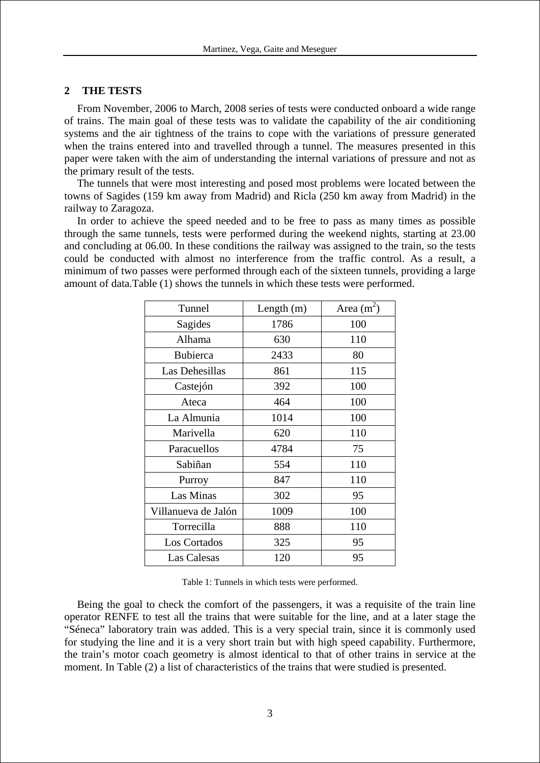## 2 THE TESTS

From November, 2006 to March, 2008 series of tests were conducted onboard a wide range of trains. The main goal of these tests was to validate the capability of the air conditioning systems and the air tightness of the trains to cope with the variations of pressure generated when the trains entered into and travelled through a tunnel. The measures presented in this paper were taken with the aim of understanding the internal variations of pressure and not as the primary result of the tests.

The tunnels that were most interesting and posed most problems were located between the towns of Sagides (159 km away from Madrid) and Ricla (250 km away from Madrid) in the railway to Zaragoza.

In order to achieve the speed needed and to be free to pass as many times as possible through the same tunnels, tests were performed during the weekend nights, starting at 23.00 and concluding at 06.00. In these conditions the railway was assigned to the train, so the tests could be conducted with almost no interference from the traffic control. As a result, a minimum of two passes were performed through each of the sixteen tunnels, providing a large amount of data.Table (1) shows the tunnels in which these tests were performed.

| Tunnel | Length (m) | Area ($m^2$) |
|---|---|---|
| Sagides | 1786 | 100 |
| Alhama | 630 | 110 |
| Bubierca | 2433 | 80 |
| Las Dehesillas | 861 | 115 |
| Castejón | 392 | 100 |
| Ateca | 464 | 100 |
| La Almunia | 1014 | 100 |
| Marivella | 620 | 110 |
| Paracuellos | 4784 | 75 |
| Sabiñan | 554 | 110 |
| Purroy | 847 | 110 |
| Las Minas | 302 | 95 |
| Villanueva de Jalón | 1009 | 100 |
| Torrecilla | 888 | 110 |
| Los Cortados | 325 | 95 |
| Las Calesas | 120 | 95 |

Table 1: Tunnels in which tests were performed.

Being the goal to check the comfort of the passengers, it was a requisite of the train line operator RENFE to test all the trains that were suitable for the line, and at a later stage the "Séneca" laboratory train was added. This is a very special train, since it is commonly used for studying the line and it is a very short train but with high speed capability. Furthermore, the train's motor coach geometry is almost identical to that of other trains in service at the moment. In Table (2) a list of characteristics of the trains that were studied is presented.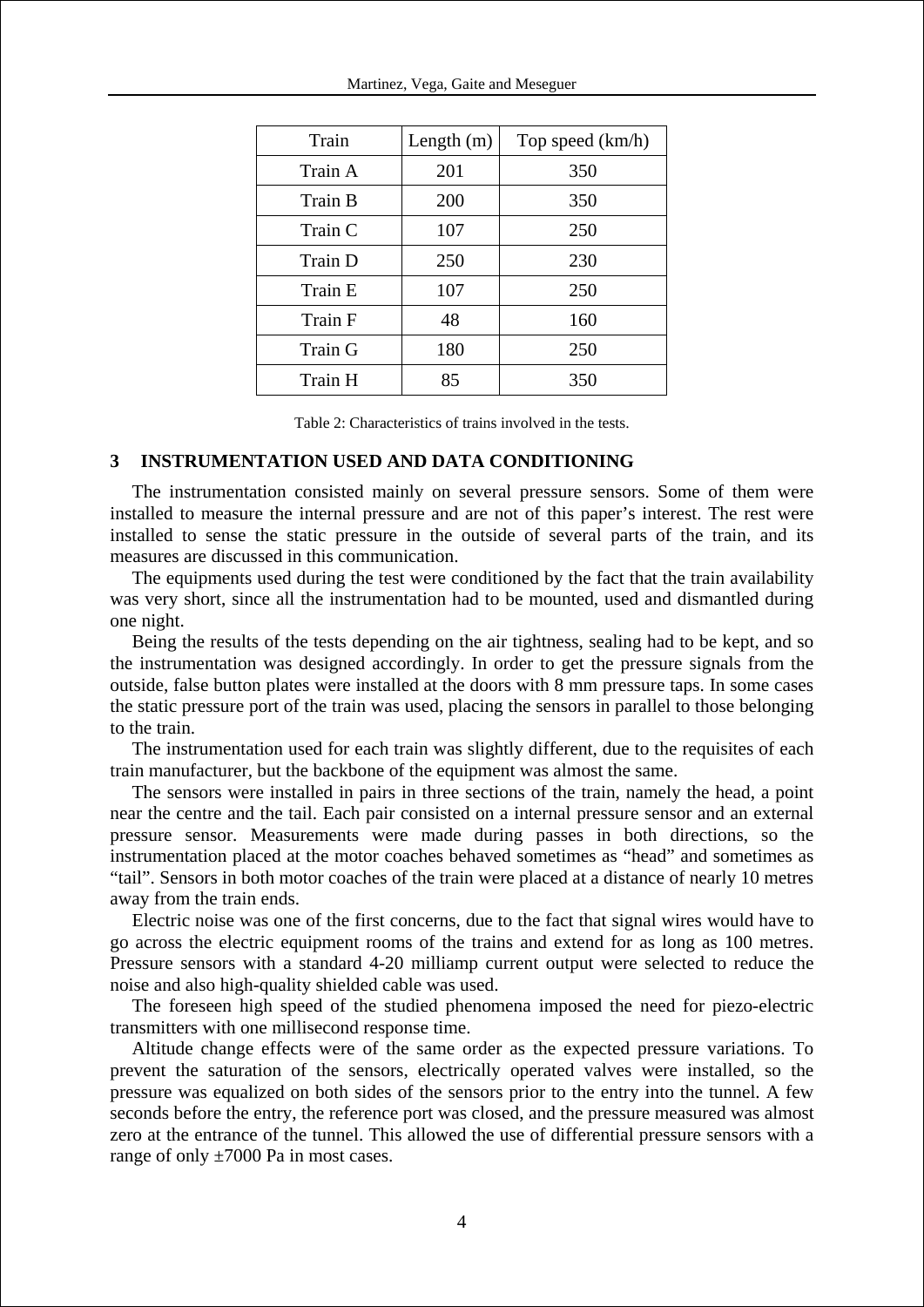| Train | Length (m) | Top speed (km/h) |
| --- | --- | --- |
| Train A | 201 | 350 |
| Train B | 200 | 350 |
| Train C | 107 | 250 |
| Train D | 250 | 230 |
| Train E | 107 | 250 |
| Train F | 48 | 160 |
| Train G | 180 | 250 |
| Train H | 85 | 350 |

Table 2: Characteristics of trains involved in the tests.

## 3 INSTRUMENTATION USED AND DATA CONDITIONING

The instrumentation consisted mainly on several pressure sensors. Some of them were installed to measure the internal pressure and are not of this paper's interest. The rest were installed to sense the static pressure in the outside of several parts of the train, and its measures are discussed in this communication.

The equipments used during the test were conditioned by the fact that the train availability was very short, since all the instrumentation had to be mounted, used and dismantled during one night.

Being the results of the tests depending on the air tightness, sealing had to be kept, and so the instrumentation was designed accordingly. In order to get the pressure signals from the outside, false button plates were installed at the doors with 8 mm pressure taps. In some cases the static pressure port of the train was used, placing the sensors in parallel to those belonging to the train.

The instrumentation used for each train was slightly different, due to the requisites of each train manufacturer, but the backbone of the equipment was almost the same.

The sensors were installed in pairs in three sections of the train, namely the head, a point near the centre and the tail. Each pair consisted on a internal pressure sensor and an external pressure sensor. Measurements were made during passes in both directions, so the instrumentation placed at the motor coaches behaved sometimes as "head" and sometimes as "tail". Sensors in both motor coaches of the train were placed at a distance of nearly 10 metres away from the train ends.

Electric noise was one of the first concerns, due to the fact that signal wires would have to go across the electric equipment rooms of the trains and extend for as long as 100 metres. Pressure sensors with a standard 4-20 milliamp current output were selected to reduce the noise and also high-quality shielded cable was used.

The foreseen high speed of the studied phenomena imposed the need for piezo-electric transmitters with one millisecond response time.

Altitude change effects were of the same order as the expected pressure variations. To prevent the saturation of the sensors, electrically operated valves were installed, so the pressure was equalized on both sides of the sensors prior to the entry into the tunnel. A few seconds before the entry, the reference port was closed, and the pressure measured was almost zero at the entrance of the tunnel. This allowed the use of differential pressure sensors with a range of only ±7000 Pa in most cases.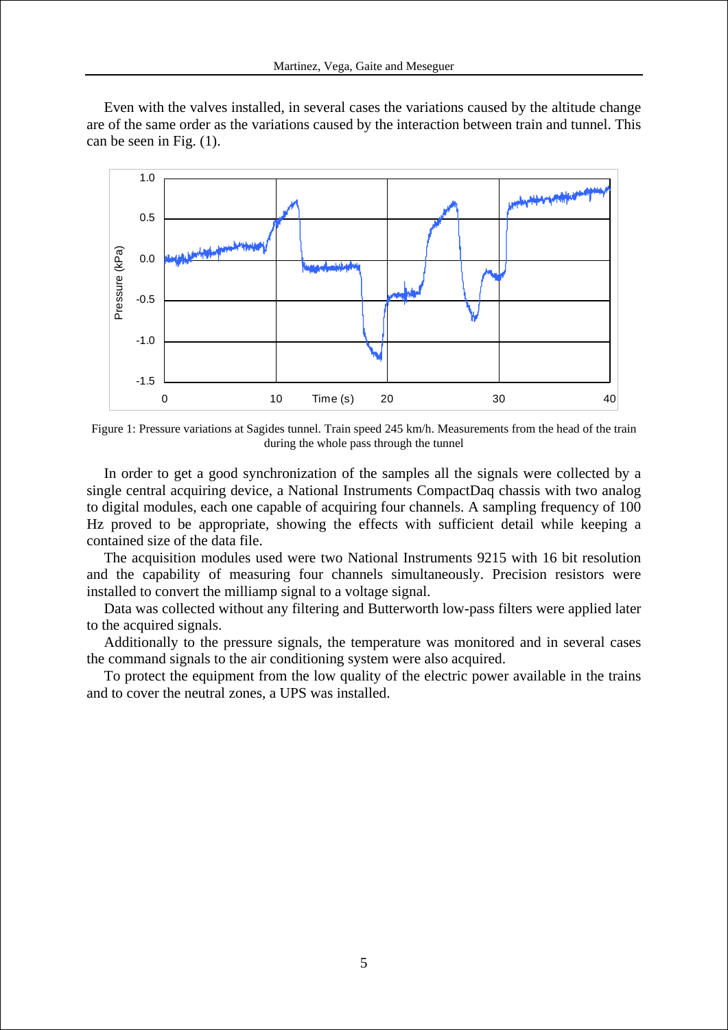Even with the valves installed, in several cases the variations caused by the altitude change are of the same order as the variations caused by the interaction between train and tunnel. This can be seen in Fig. (1).

Figure 1: Pressure variations at Sagides tunnel. Train speed 245 km/h. Measurements from the head of the train during the whole pass through the tunnel

In order to get a good synchronization of the samples all the signals were collected by a single central acquiring device, a National Instruments CompactDaq chassis with two analog to digital modules, each one capable of acquiring four channels. A sampling frequency of 100 Hz proved to be appropriate, showing the effects with sufficient detail while keeping a contained size of the data file.

The acquisition modules used were two National Instruments 9215 with 16 bit resolution and the capability of measuring four channels simultaneously. Precision resistors were installed to convert the milliamp signal to a voltage signal.

Data was collected without any filtering and Butterworth low-pass filters were applied later to the acquired signals.

Additionally to the pressure signals, the temperature was monitored and in several cases the command signals to the air conditioning system were also acquired.

To protect the equipment from the low quality of the electric power available in the trains and to cover the neutral zones, a UPS was installed.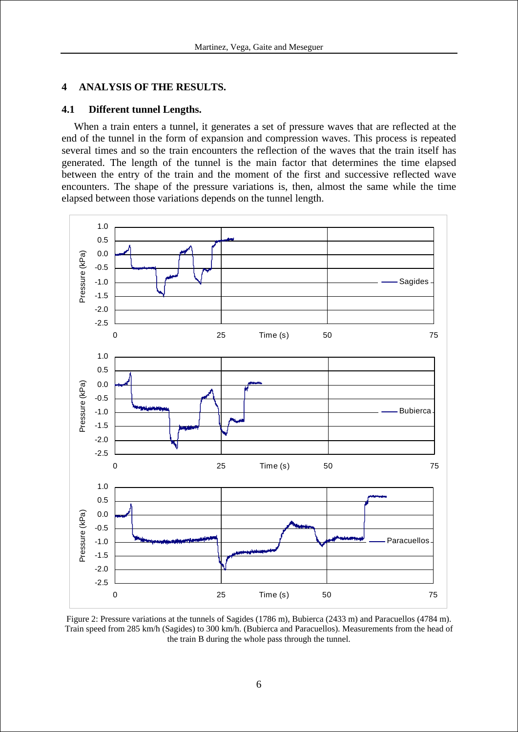## 4 ANALYSIS OF THE RESULTS.

### 4.1 Different tunnel Lengths.

When a train enters a tunnel, it generates a set of pressure waves that are reflected at the end of the tunnel in the form of expansion and compression waves. This process is repeated several times and so the train encounters the reflection of the waves that the train itself has generated. The length of the tunnel is the main factor that determines the time elapsed between the entry of the train and the moment of the first and successive reflected wave encounters. The shape of the pressure variations is, then, almost the same while the time elapsed between those variations depends on the tunnel length.

Figure 2: Pressure variations at the tunnels of Sagides (1786 m), Bubierca (2433 m) and Paracuellos (4784 m). Train speed from 285 km/h (Sagides) to 300 km/h. (Bubierca and Paracuellos). Measurements from the head of the train B during the whole pass through the tunnel.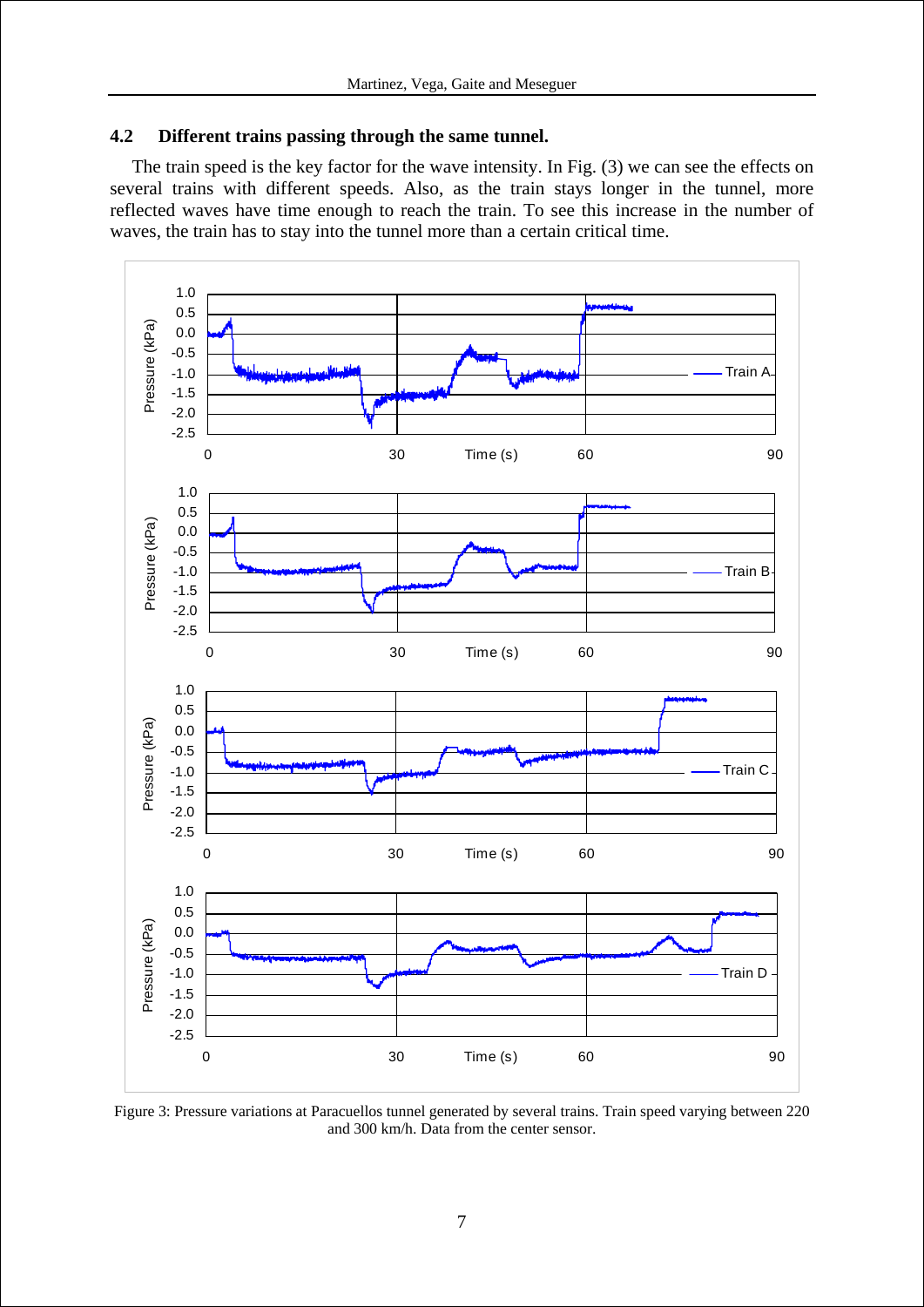### 4.2 Different trains passing through the same tunnel.

The train speed is the key factor for the wave intensity. In Fig. (3) we can see the effects on several trains with different speeds. Also, as the train stays longer in the tunnel, more reflected waves have time enough to reach the train. To see this increase in the number of waves, the train has to stay into the tunnel more than a certain critical time.

Figure 3: Pressure variations at Paracuellos tunnel generated by several trains. Train speed varying between 220 and 300 km/h. Data from the center sensor.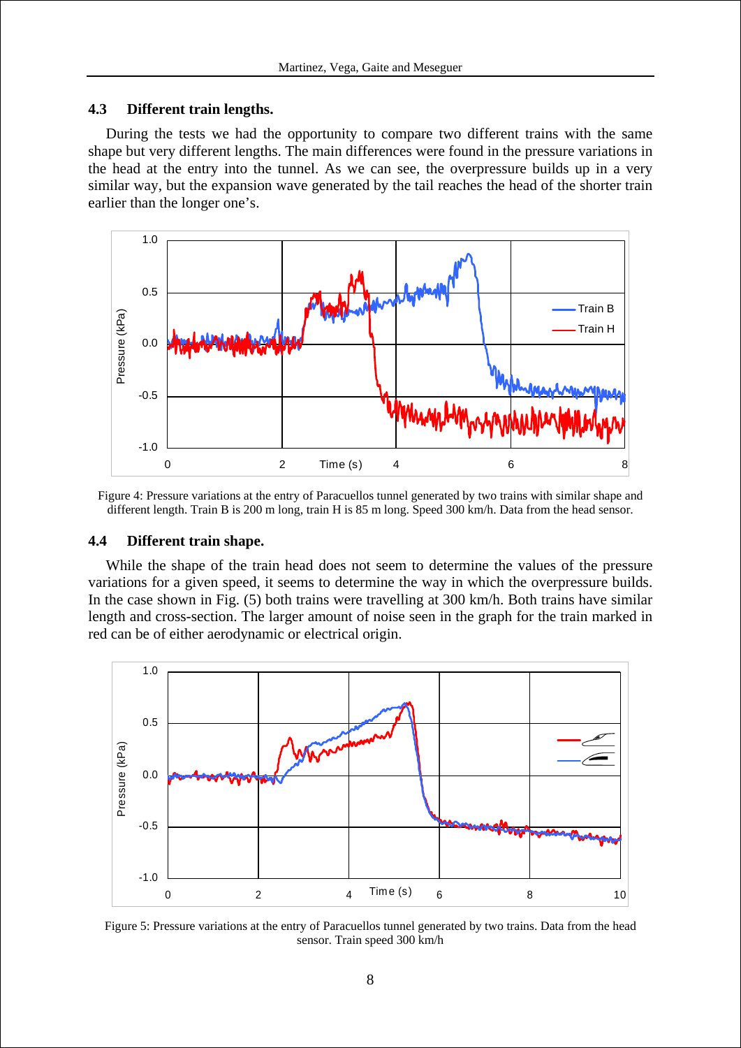### 4.3 Different train lengths.

During the tests we had the opportunity to compare two different trains with the same shape but very different lengths. The main differences were found in the pressure variations in the head at the entry into the tunnel. As we can see, the overpressure builds up in a very similar way, but the expansion wave generated by the tail reaches the head of the shorter train earlier than the longer one's.

Figure 4: Pressure variations at the entry of Paracuellos tunnel generated by two trains with similar shape and different length. Train B is 200 m long, train H is 85 m long. Speed 300 km/h. Data from the head sensor.

### 4.4 Different train shape.

While the shape of the train head does not seem to determine the values of the pressure variations for a given speed, it seems to determine the way in which the overpressure builds. In the case shown in Fig. (5) both trains were travelling at 300 km/h. Both trains have similar length and cross-section. The larger amount of noise seen in the graph for the train marked in red can be of either aerodynamic or electrical origin.

Figure 5: Pressure variations at the entry of Paracuellos tunnel generated by two trains. Data from the head sensor. Train speed 300 km/h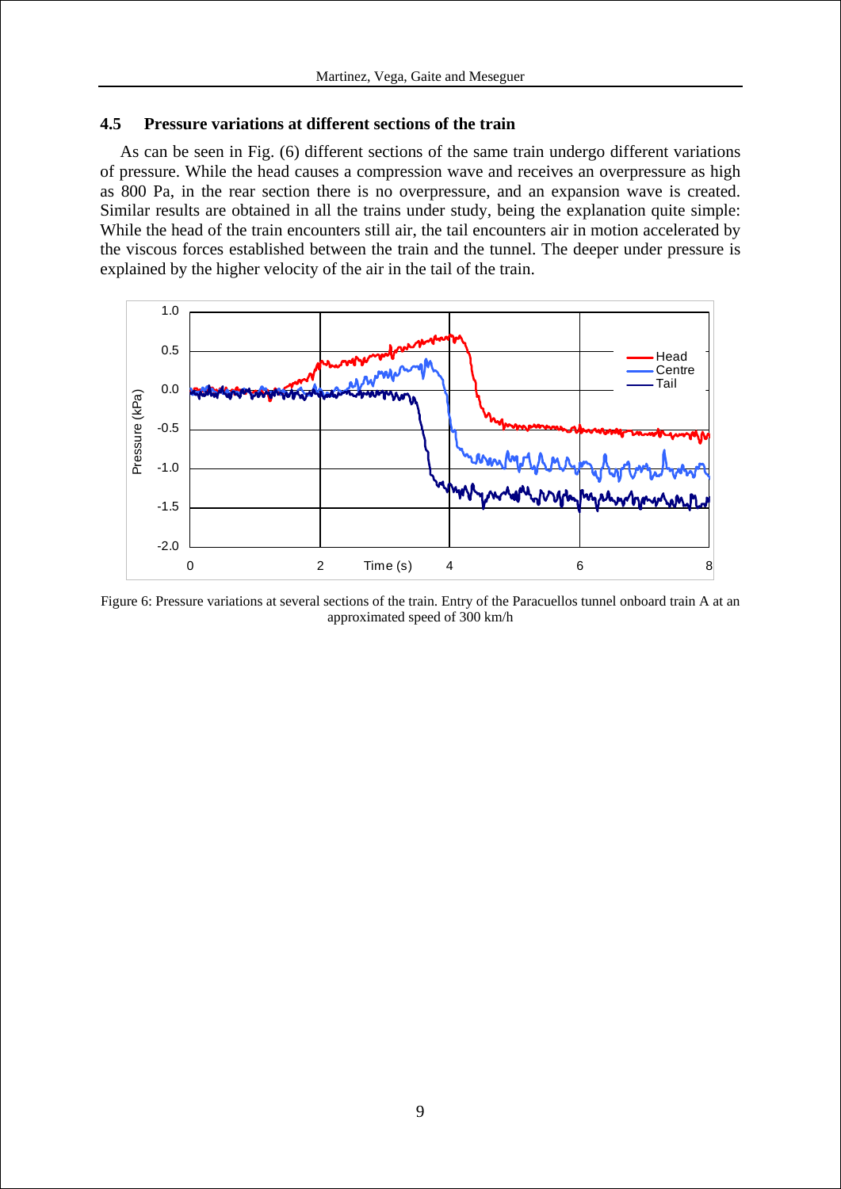### 4.5 Pressure variations at different sections of the train

As can be seen in Fig. (6) different sections of the same train undergo different variations of pressure. While the head causes a compression wave and receives an overpressure as high as 800 Pa, in the rear section there is no overpressure, and an expansion wave is created. Similar results are obtained in all the trains under study, being the explanation quite simple: While the head of the train encounters still air, the tail encounters air in motion accelerated by the viscous forces established between the train and the tunnel. The deeper under pressure is explained by the higher velocity of the air in the tail of the train.

Figure 6: Pressure variations at several sections of the train. Entry of the Paracuellos tunnel onboard train A at an approximated speed of 300 km/h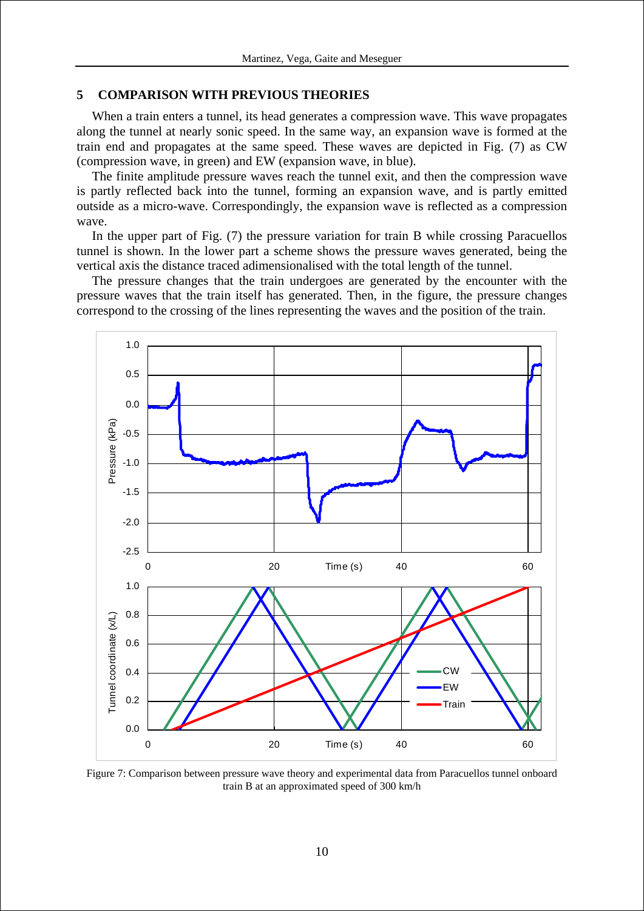## 5 COMPARISON WITH PREVIOUS THEORIES

When a train enters a tunnel, its head generates a compression wave. This wave propagates along the tunnel at nearly sonic speed. In the same way, an expansion wave is formed at the train end and propagates at the same speed. These waves are depicted in Fig. (7) as CW (compression wave, in green) and EW (expansion wave, in blue).

The finite amplitude pressure waves reach the tunnel exit, and then the compression wave is partly reflected back into the tunnel, forming an expansion wave, and is partly emitted outside as a micro-wave. Correspondingly, the expansion wave is reflected as a compression wave.

In the upper part of Fig. (7) the pressure variation for train B while crossing Paracuellos tunnel is shown. In the lower part a scheme shows the pressure waves generated, being the vertical axis the distance traced adimensionalised with the total length of the tunnel.

The pressure changes that the train undergoes are generated by the encounter with the pressure waves that the train itself has generated. Then, in the figure, the pressure changes correspond to the crossing of the lines representing the waves and the position of the train.

Figure 7: Comparison between pressure wave theory and experimental data from Paracuellos tunnel onboard train B at an approximated speed of 300 km/h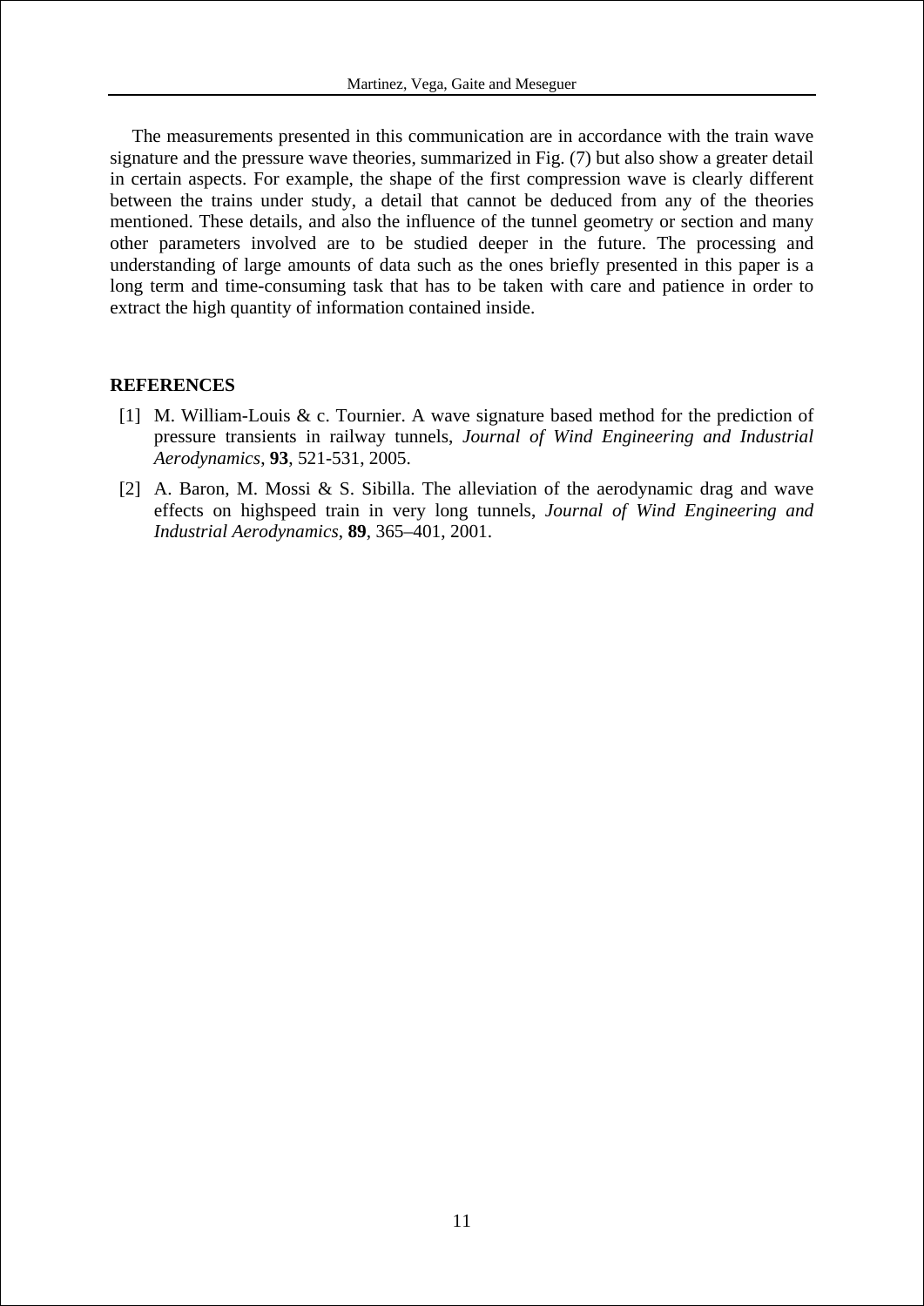The measurements presented in this communication are in accordance with the train wave signature and the pressure wave theories, summarized in Fig. (7) but also show a greater detail in certain aspects. For example, the shape of the first compression wave is clearly different between the trains under study, a detail that cannot be deduced from any of the theories mentioned. These details, and also the influence of the tunnel geometry or section and many other parameters involved are to be studied deeper in the future. The processing and understanding of large amounts of data such as the ones briefly presented in this paper is a long term and time-consuming task that has to be taken with care and patience in order to extract the high quantity of information contained inside.

## REFERENCES

[1] M. William-Louis & c. Tournier. A wave signature based method for the prediction of pressure transients in railway tunnels, *Journal of Wind Engineering and Industrial Aerodynamics*, **93**, 521-531, 2005.

[2] A. Baron, M. Mossi & S. Sibilla. The alleviation of the aerodynamic drag and wave effects on highspeed train in very long tunnels, *Journal of Wind Engineering and Industrial Aerodynamics*, **89**, 365–401, 2001.